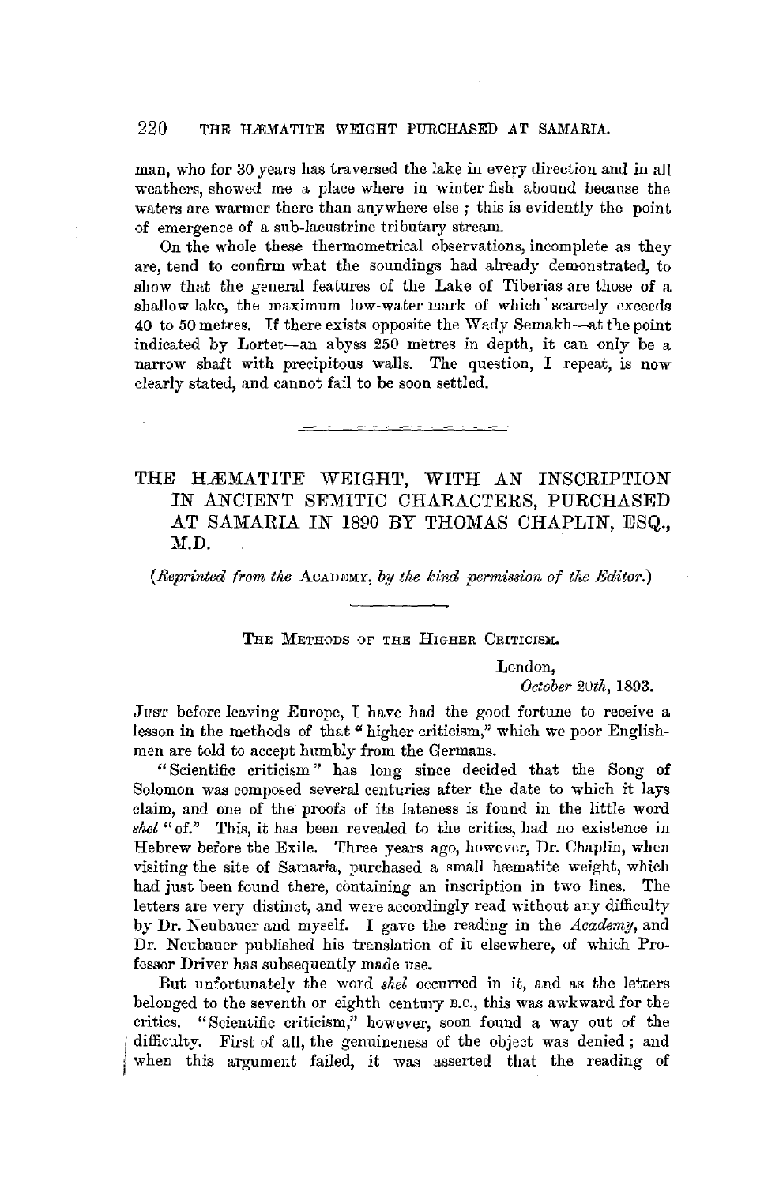man, who for 30 years has traversed the lake in every direction and in all weathers, showed me a place where in winter fish abound because the waters are warmer there than anywhere else; this is evidently the point of emergence of a sub-lacustrine tributary stream.

On the whole these thermometrical observations, incomplete as they are, tend to confirm what the soundings had already demonstrated, to show that the general features of the Lake of Tiberias are those of a shallow lake, the maximum low-water mark of which scarcely exceeds 40 to 50 metres. If there exists opposite the Wady Semakh—at the point indicated by Lortet—an abyss 250 metres in depth, it can only be a narrow shaft with precipitous walls. The question, I repeat, is now clearly stated, and cannot fail to be soon settled.

---

# THE HÆMATITE WEIGHT, WITH AN INSCRIPTION IN ANCIENT SEMITIC CHARACTERS, PURCHASED AT SAMARIA IN 1890 BY THOMAS CHAPLIN, ESQ., M.D.

*(Reprinted from the* Academy, *by the kind permission of the Editor.)*

## The Methods of the Higher Criticism.

London,
*October 20th*, 1893.

Just before leaving Europe, I have had the good fortune to receive a lesson in the methods of that "higher criticism," which we poor Englishmen are told to accept humbly from the Germans.

"Scientific criticism" has long since decided that the Song of Solomon was composed several centuries after the date to which it lays claim, and one of the proofs of its lateness is found in the little word *shel* "of." This, it has been revealed to the critics, had no existence in Hebrew before the Exile. Three years ago, however, Dr. Chaplin, when visiting the site of Samaria, purchased a small hæmatite weight, which had just been found there, containing an inscription in two lines. The letters are very distinct, and were accordingly read without any difficulty by Dr. Neubauer and myself. I gave the reading in the *Academy*, and Dr. Neubauer published his translation of it elsewhere, of which Professor Driver has subsequently made use.

But unfortunately the word *shel* occurred in it, and as the letters belonged to the seventh or eighth century B.C., this was awkward for the critics. "Scientific criticism," however, soon found a way out of the difficulty. First of all, the genuineness of the object was denied; and when this argument failed, it was asserted that the reading of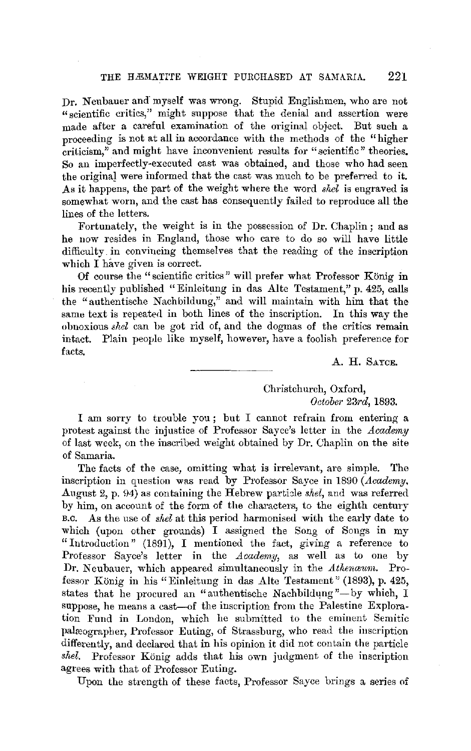Dr. Neubauer and myself was wrong. Stupid Englishmen, who are not "scientific critics," might suppose that the denial and assertion were made after a careful examination of the original object. But such a proceeding is not at all in accordance with the methods of the "higher criticism," and might have inconvenient results for "scientific" theories. So an imperfectly-executed cast was obtained, and those who had seen the original were informed that the cast was much to be preferred to it. As it happens, the part of the weight where the word *shel* is engraved is somewhat worn, and the cast has consequently failed to reproduce all the lines of the letters.

Fortunately, the weight is in the possession of Dr. Chaplin; and as he now resides in England, those who care to do so will have little difficulty in convincing themselves that the reading of the inscription which I have given is correct.

Of course the "scientific critics" will prefer what Professor König in his recently published "Einleitung in das Alte Testament," p. 425, calls the "authentische Nachbildung," and will maintain with him that the same text is repeated in both lines of the inscription. In this way the obnoxious *shel* can be got rid of, and the dogmas of the critics remain intact. Plain people like myself, however, have a foolish preference for facts.

A. H. Sayce.

---

Christchurch, Oxford,
*October 23rd*, 1893.

I am sorry to trouble you; but I cannot refrain from entering a protest against the injustice of Professor Sayce's letter in the *Academy* of last week, on the inscribed weight obtained by Dr. Chaplin on the site of Samaria.

The facts of the case, omitting what is irrelevant, are simple. The inscription in question was read by Professor Sayce in 1890 (*Academy*, August 2, p. 94) as containing the Hebrew particle *shel*, and was referred by him, on account of the form of the characters, to the eighth century B.C. As the use of *shel* at this period harmonised with the early date to which (upon other grounds) I assigned the Song of Songs in my "Introduction" (1891), I mentioned the fact, giving a reference to Professor Sayce's letter in the *Academy*, as well as to one by Dr. Neubauer, which appeared simultaneously in the *Athenæum*. Professor König in his "Einleitung in das Alte Testament" (1893), p. 425, states that he procured an "authentische Nachbildung"—by which, I suppose, he means a cast—of the inscription from the Palestine Exploration Fund in London, which he submitted to the eminent Semitic palæographer, Professor Euting, of Strassburg, who read the inscription differently, and declared that in his opinion it did not contain the particle *shel*. Professor König adds that his own judgment of the inscription agrees with that of Professor Euting.

Upon the strength of these facts, Professor Sayce brings a series of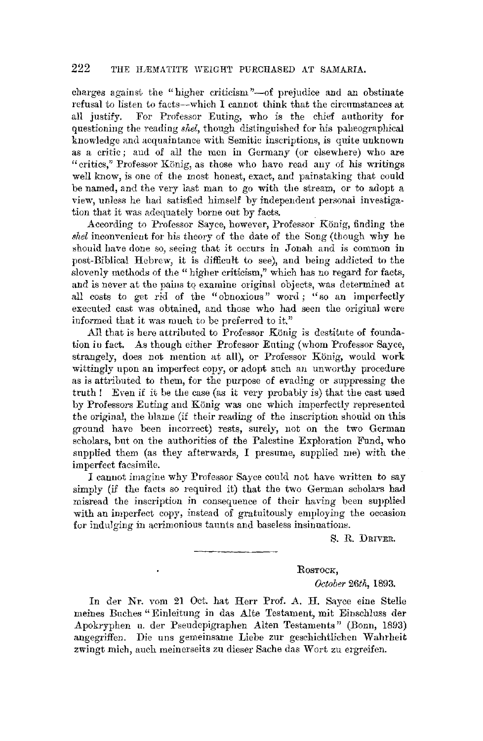charges against the "higher criticism"—of prejudice and an obstinate refusal to listen to facts—which I cannot think that the circumstances at all justify. For Professor Euting, who is the chief authority for questioning the reading *shel*, though distinguished for his palæographical knowledge and acquaintance with Semitic inscriptions, is quite unknown as a critic; and of all the men in Germany (or elsewhere) who are "critics," Professor König, as those who have read any of his writings well know, is one of the most honest, exact, and painstaking that could be named, and the very last man to go with the stream, or to adopt a view, unless he had satisfied himself by independent personal investigation that it was adequately borne out by facts.

According to Professor Sayce, however, Professor König, finding the *shel* inconvenient for his theory of the date of the Song (though why he should have done so, seeing that it occurs in Jonah and is common in post-Biblical Hebrew, it is difficult to see), and being addicted to the slovenly methods of the "higher criticism," which has no regard for facts, and is never at the pains to examine original objects, was determined at all costs to get rid of the "obnoxious" word; "so an imperfectly executed cast was obtained, and those who had seen the original were informed that it was much to be preferred to it."

All that is here attributed to Professor König is destitute of foundation in fact. As though either Professor Euting (whom Professor Sayce, strangely, does not mention at all), or Professor König, would work wittingly upon an imperfect copy, or adopt such an unworthy procedure as is attributed to them, for the purpose of evading or suppressing the truth! Even if it be the case (as it very probably is) that the cast used by Professors Euting and König was one which imperfectly represented the original, the blame (if their reading of the inscription should on this ground have been incorrect) rests, surely, not on the two German scholars, but on the authorities of the Palestine Exploration Fund, who supplied them (as they afterwards, I presume, supplied me) with the imperfect facsimile.

I cannot imagine why Professor Sayce could not have written to say simply (if the facts so required it) that the two German scholars had misread the inscription in consequence of their having been supplied with an imperfect copy, instead of gratuitously employing the occasion for indulging in acrimonious taunts and baseless insinuations.

S. R. Driver.

---

Rostock,
*October 26th*, 1893.

In der Nr. vom 21 Oct. hat Herr Prof. A. H. Sayce eine Stelle meines Buches "Einleitung in das Alte Testament, mit Einschluss der Apokryphen u. der Pseudepigraphen Alten Testaments" (Bonn, 1893) angegriffen. Die uns gemeinsame Liebe zur geschichtlichen Wahrheit zwingt mich, auch meinerseits zu dieser Sache das Wort zu ergreifen.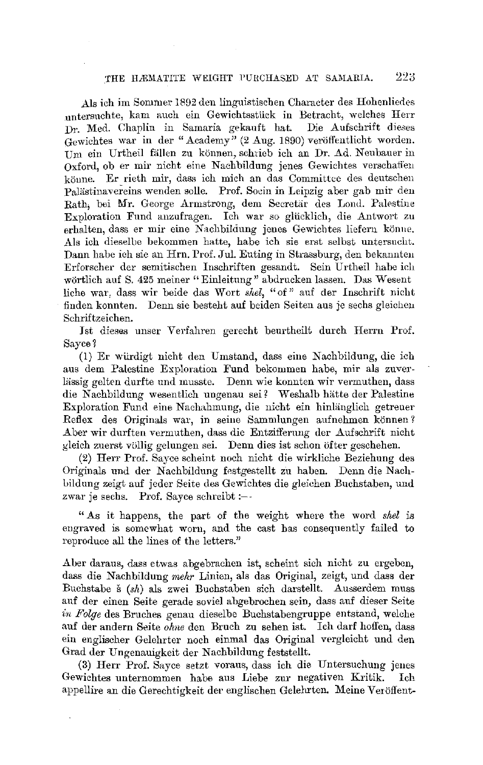Als ich im Sommer 1892 den linguistischen Character des Hohenliedes untersuchte, kam auch ein Gewichtsstück in Betracht, welches Herr Dr. Med. Chaplin in Samaria gekauft hat. Die Aufschrift dieses Gewichtes war in der "Academy" (2 Aug. 1890) veröffentlicht worden. Um ein Urtheil fällen zu können, schrieb ich an Dr. Ad. Neubauer in Oxford, ob er mir nicht eine Nachbildung jenes Gewichtes verschaffen könne. Er rieth mir, dass ich mich an das Committee des deutschen Palästinavereins wenden solle. Prof. Socin in Leipzig aber gab mir den Rath, bei Mr. George Armstrong, dem Secretär des Lond. Palestine Exploration Fund anzufragen. Ich war so glücklich, die Antwort zu erhalten, dass er mir eine Nachbildung jenes Gewichtes liefern könne. Als ich dieselbe bekommen hatte, habe ich sie erst selbst untersucht. Dann habe ich sie an Hrn. Prof. Jul. Euting in Strassburg, den bekannten Erforscher der semitischen Inschriften gesandt. Sein Urtheil habe ich wörtlich auf S. 425 meiner "Einleitung" abdrucken lassen. Das Wesentliche war, dass wir beide das Wort *shel*, "of" auf der Inschrift nicht finden konnten. Denn sie besteht auf beiden Seiten aus je sechs gleichen Schriftzeichen.

Ist dieses unser Verfahren gerecht beurtheilt durch Herrn Prof. Sayce?

(1) Er würdigt nicht den Umstand, dass eine Nachbildung, die ich aus dem Palestine Exploration Fund bekommen habe, mir als zuverlässig gelten durfte und musste. Denn wie konnten wir vermuthen, dass die Nachbildung wesentlich ungenau sei? Weshalb hätte der Palestine Exploration Fund eine Nachahmung, die nicht ein hinlänglich getreuer Reflex des Originals war, in seine Sammlungen aufnehmen können? Aber wir durften vermuthen, dass die Entzifferung der Aufschrift nicht gleich zuerst völlig gelungen sei. Denn dies ist schon öfter geschehen.

(2) Herr Prof. Sayce scheint noch nicht die wirkliche Beziehung des Originals und der Nachbildung festgestellt zu haben. Denn die Nachbildung zeigt auf jeder Seite des Gewichtes die gleichen Buchstaben, und zwar je sechs. Prof. Sayce schreibt :—

"As it happens, the part of the weight where the word *shel* is engraved is somewhat worn, and the cast has consequently failed to reproduce all the lines of the letters."

Aber daraus, dass etwas abgebrachen ist, scheint sich nicht zu ergeben, dass die Nachbildung *mehr* Linien, als das Original, zeigt, und dass der Buchstabe š (*sh*) als zwei Buchstaben sich darstellt. Ausserdem muss auf der einen Seite gerade soviel abgebrochen sein, dass auf dieser Seite *in Folge* des Bruches genau dieselbe Buchstabengruppe entstand, welche auf der andern Seite *ohne* den Bruch zu sehen ist. Ich darf hoffen, dass ein englischer Gelehrter noch einmal das Original vergleicht und den Grad der Ungenauigkeit der Nachbildung feststellt.

(3) Herr Prof. Sayce setzt voraus, dass ich die Untersuchung jenes Gewichtes unternommen habe aus Liebe zur negativen Kritik. Ich appellire an die Gerechtigkeit der englischen Gelehrten. Meine Veröffent-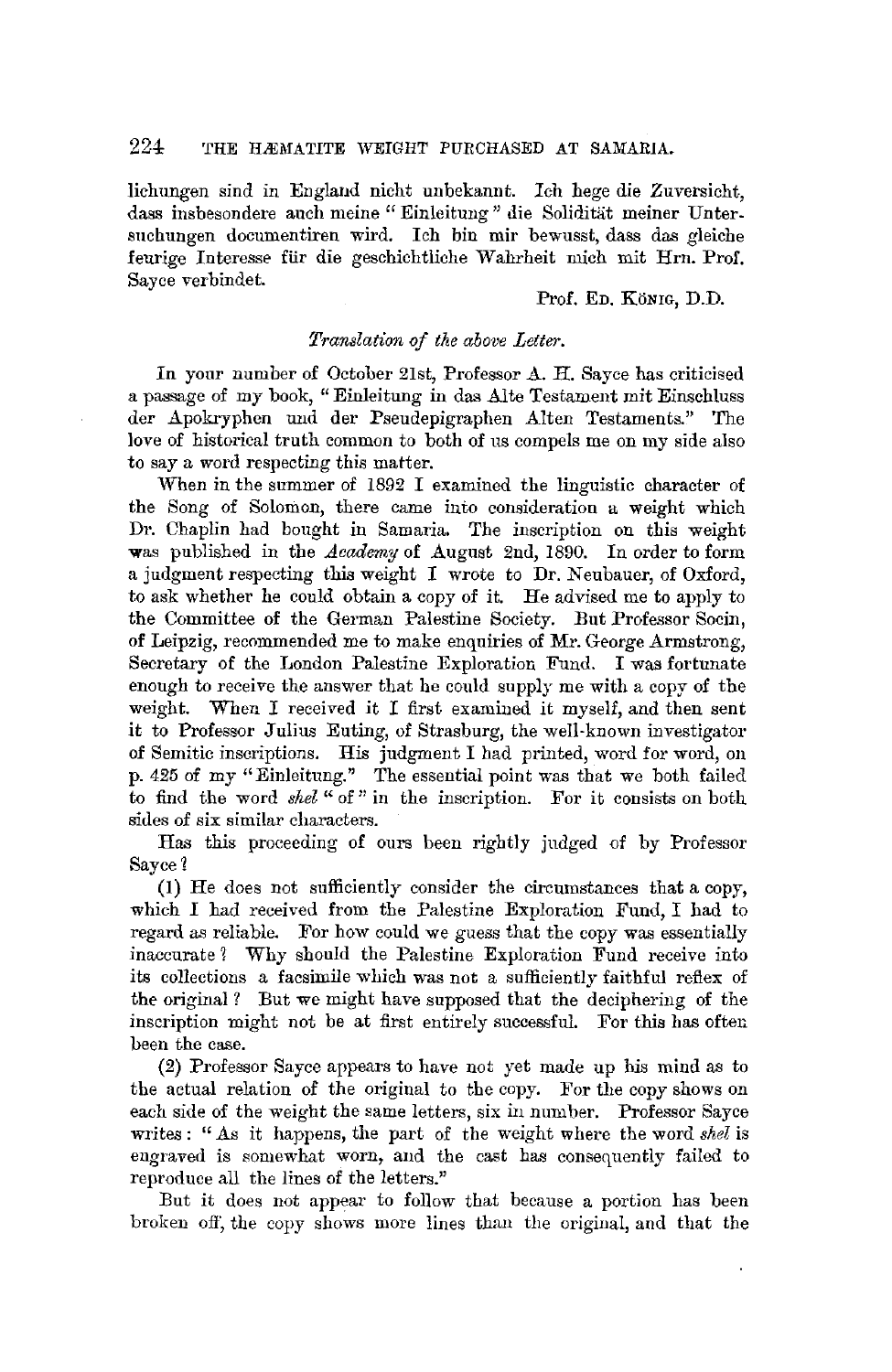lichungen sind in England nicht unbekannt. Ich hege die Zuversicht, dass insbesondere auch meine "Einleitung" die Solidität meiner Untersuchungen documentiren wird. Ich bin mir bewusst, dass das gleiche feurige Interesse für die geschichtliche Wahrheit mich mit Hrn. Prof. Sayce verbindet.

Prof. Ed. König, D.D.

*Translation of the above Letter.*

In your number of October 21st, Professor A. H. Sayce has criticised a passage of my book, "Einleitung in das Alte Testament mit Einschluss der Apokryphen und der Pseudepigraphen Alten Testaments." The love of historical truth common to both of us compels me on my side also to say a word respecting this matter.

When in the summer of 1892 I examined the linguistic character of the Song of Solomon, there came into consideration a weight which Dr. Chaplin had bought in Samaria. The inscription on this weight was published in the *Academy* of August 2nd, 1890. In order to form a judgment respecting this weight I wrote to Dr. Neubauer, of Oxford, to ask whether he could obtain a copy of it. He advised me to apply to the Committee of the German Palestine Society. But Professor Socin, of Leipzig, recommended me to make enquiries of Mr. George Armstrong, Secretary of the London Palestine Exploration Fund. I was fortunate enough to receive the answer that he could supply me with a copy of the weight. When I received it I first examined it myself, and then sent it to Professor Julius Euting, of Strasburg, the well-known investigator of Semitic inscriptions. His judgment I had printed, word for word, on p. 425 of my "Einleitung." The essential point was that we both failed to find the word *shel* "of" in the inscription. For it consists on both sides of six similar characters.

Has this proceeding of ours been rightly judged of by Professor Sayce?

(1) He does not sufficiently consider the circumstances that a copy, which I had received from the Palestine Exploration Fund, I had to regard as reliable. For how could we guess that the copy was essentially inaccurate? Why should the Palestine Exploration Fund receive into its collections a facsimile which was not a sufficiently faithful reflex of the original? But we might have supposed that the deciphering of the inscription might not be at first entirely successful. For this has often been the case.

(2) Professor Sayce appears to have not yet made up his mind as to the actual relation of the original to the copy. For the copy shows on each side of the weight the same letters, six in number. Professor Sayce writes: "As it happens, the part of the weight where the word *shel* is engraved is somewhat worn, and the cast has consequently failed to reproduce all the lines of the letters."

But it does not appear to follow that because a portion has been broken off, the copy shows more lines than the original, and that the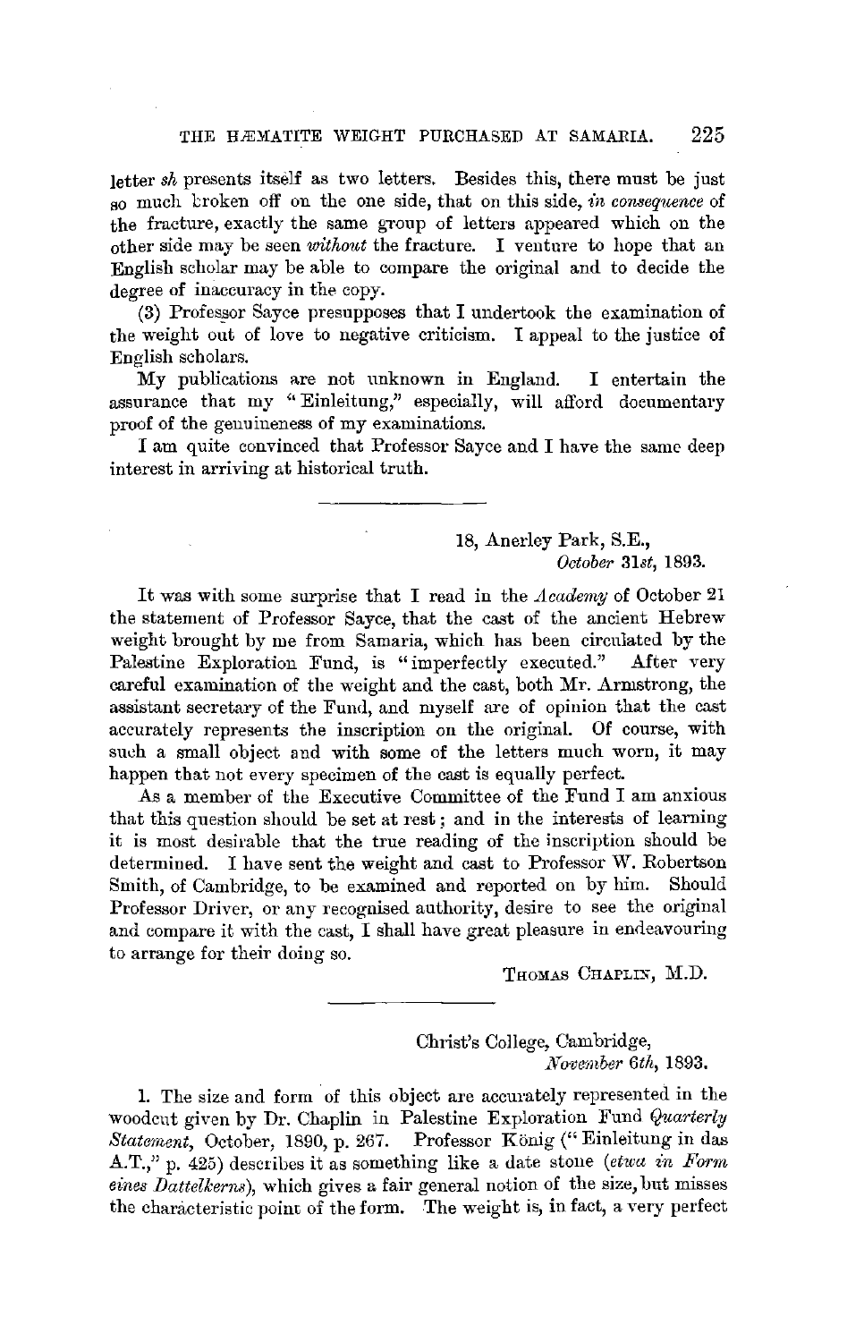letter *sh* presents itself as two letters. Besides this, there must be just so much broken off on the one side, that on this side, *in consequence* of the fracture, exactly the same group of letters appeared which on the other side may be seen *without* the fracture. I venture to hope that an English scholar may be able to compare the original and to decide the degree of inaccuracy in the copy.

(3) Professor Sayce presupposes that I undertook the examination of the weight out of love to negative criticism. I appeal to the justice of English scholars.

My publications are not unknown in England. I entertain the assurance that my "Einleitung," especially, will afford documentary proof of the genuineness of my examinations.

I am quite convinced that Professor Sayce and I have the same deep interest in arriving at historical truth.

---

18, Anerley Park, S.E.,
*October* 31*st*, 1893.

It was with some surprise that I read in the *Academy* of October 21 the statement of Professor Sayce, that the cast of the ancient Hebrew weight brought by me from Samaria, which has been circulated by the Palestine Exploration Fund, is "imperfectly executed." After very careful examination of the weight and the cast, both Mr. Armstrong, the assistant secretary of the Fund, and myself are of opinion that the cast accurately represents the inscription on the original. Of course, with such a small object and with some of the letters much worn, it may happen that not every specimen of the cast is equally perfect.

As a member of the Executive Committee of the Fund I am anxious that this question should be set at rest; and in the interests of learning it is most desirable that the true reading of the inscription should be determined. I have sent the weight and cast to Professor W. Robertson Smith, of Cambridge, to be examined and reported on by him. Should Professor Driver, or any recognised authority, desire to see the original and compare it with the cast, I shall have great pleasure in endeavouring to arrange for their doing so.

THOMAS CHAPLIN, M.D.

---

Christ's College, Cambridge,
*November* 6*th*, 1893.

1. The size and form of this object are accurately represented in the woodcut given by Dr. Chaplin in Palestine Exploration Fund *Quarterly Statement*, October, 1890, p. 267. Professor König ("Einleitung in das A.T.," p. 425) describes it as something like a date stone (*etwa in Form eines Dattelkerns*), which gives a fair general notion of the size, but misses the characteristic point of the form. The weight is, in fact, a very perfect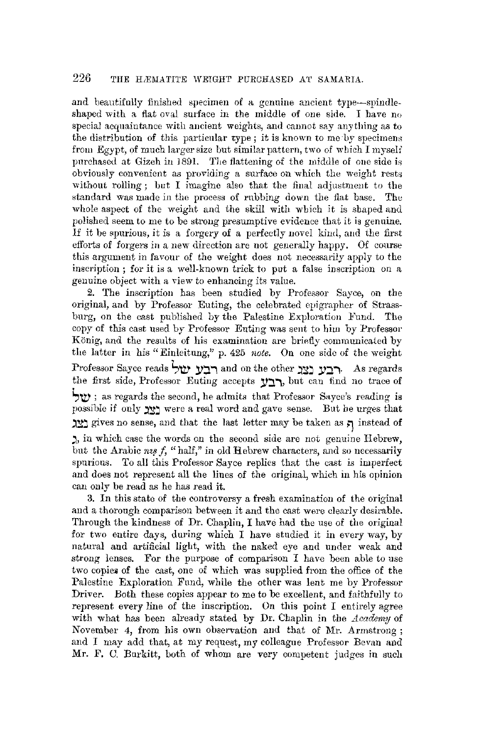and beautifully finished specimen of a genuine ancient type—spindle-shaped with a flat oval surface in the middle of one side. I have no special acquaintance with ancient weights, and cannot say anything as to the distribution of this particular type; it is known to me by specimens from Egypt, of much larger size but similar pattern, two of which I myself purchased at Gizeh in 1891. The flattening of the middle of one side is obviously convenient as providing a surface on which the weight rests without rolling; but I imagine also that the final adjustment to the standard was made in the process of rubbing down the flat base. The whole aspect of the weight and the skill with which it is shaped and polished seem to me to be strong presumptive evidence that it is genuine. If it be spurious, it is a forgery of a perfectly novel kind, and the first efforts of forgers in a new direction are not generally happy. Of course this argument in favour of the weight does not necessarily apply to the inscription; for it is a well-known trick to put a false inscription on a genuine object with a view to enhancing its value.

2. The inscription has been studied by Professor Sayce, on the original, and by Professor Euting, the celebrated epigrapher of Strassburg, on the cast published by the Palestine Exploration Fund. The copy of this cast used by Professor Euting was sent to him by Professor König, and the results of his examination are briefly communicated by the latter in his "Einleitung," p. 425 *note*. On one side of the weight Professor Sayce reads רבע שׁל and on the other רבע נצג. As regards the first side, Professor Euting accepts רבע, but can find no trace of שׁל; as regards the second, he admits that Professor Sayce's reading is possible if only נצג were a real word and gave sense. But he urges that נצג gives no sense, and that the last letter may be taken as ף instead of ג, in which case the words on the second side are not genuine Hebrew, but the Arabic *nṣf*, "half," in old Hebrew characters, and so necessarily spurious. To all this Professor Sayce replies that the cast is imperfect and does not represent all the lines of the original, which in his opinion can only be read as he has read it.

3. In this state of the controversy a fresh examination of the original and a thorough comparison between it and the cast were clearly desirable. Through the kindness of Dr. Chaplin, I have had the use of the original for two entire days, during which I have studied it in every way, by natural and artificial light, with the naked eye and under weak and strong lenses. For the purpose of comparison I have been able to use two copies of the cast, one of which was supplied from the office of the Palestine Exploration Fund, while the other was lent me by Professor Driver. Both these copies appear to me to be excellent, and faithfully to represent every line of the inscription. On this point I entirely agree with what has been already stated by Dr. Chaplin in the *Academy* of November 4, from his own observation and that of Mr. Armstrong; and I may add that, at my request, my colleague Professor Bevan and Mr. F. C. Burkitt, both of whom are very competent judges in such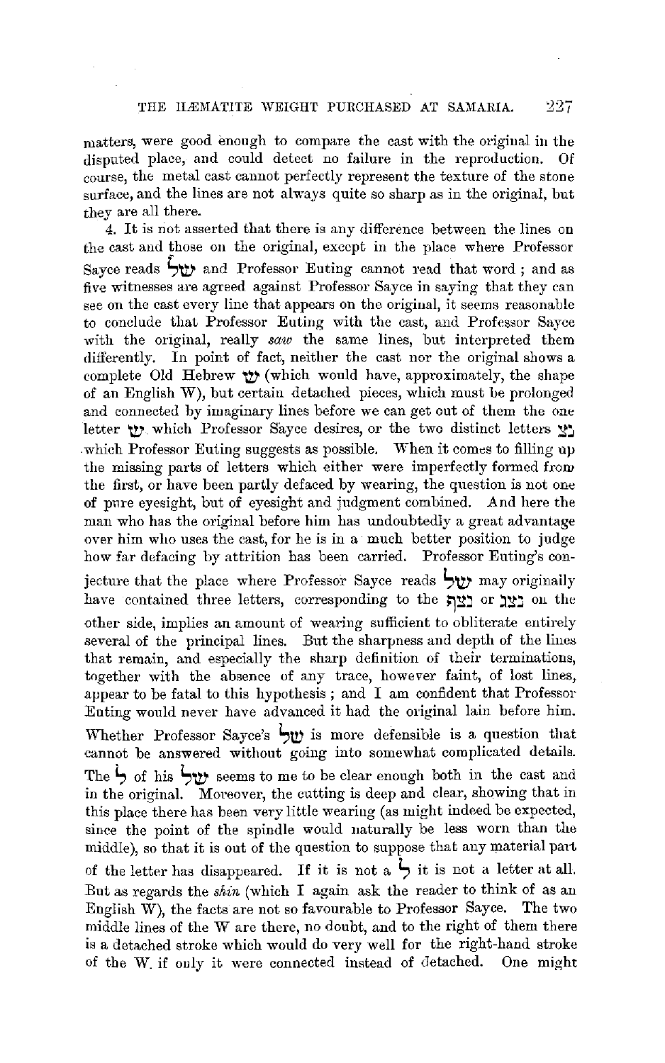matters, were good enough to compare the cast with the original in the disputed place, and could detect no failure in the reproduction. Of course, the metal cast cannot perfectly represent the texture of the stone surface, and the lines are not always quite so sharp as in the original, but they are all there.

4. It is not asserted that there is any difference between the lines on the cast and those on the original, except in the place where Professor Sayce reads שׁל and Professor Euting cannot read that word; and as five witnesses are agreed against Professor Sayce in saying that they can see on the cast every line that appears on the original, it seems reasonable to conclude that Professor Euting with the cast, and Professor Sayce with the original, really *saw* the same lines, but interpreted them differently. In point of fact, neither the cast nor the original shows a complete Old Hebrew שׁ (which would have, approximately, the shape of an English W), but certain detached pieces, which must be prolonged and connected by imaginary lines before we can get out of them the one letter שׁ which Professor Sayce desires, or the two distinct letters צי which Professor Euting suggests as possible. When it comes to filling up the missing parts of letters which either were imperfectly formed from the first, or have been partly defaced by wearing, the question is not one of pure eyesight, but of eyesight and judgment combined. And here the man who has the original before him has undoubtedly a great advantage over him who uses the cast, for he is in a much better position to judge how far defacing by attrition has been carried. Professor Euting's conjecture that the place where Professor Sayce reads שׁל may originally have contained three letters, corresponding to the נצף or נצן on the other side, implies an amount of wearing sufficient to obliterate entirely several of the principal lines. But the sharpness and depth of the lines that remain, and especially the sharp definition of their terminations, together with the absence of any trace, however faint, of lost lines, appear to be fatal to this hypothesis; and I am confident that Professor Euting would never have advanced it had the original lain before him. Whether Professor Sayce's שׁל is more defensible is a question that cannot be answered without going into somewhat complicated details. The ל of his שׁל seems to me to be clear enough both in the cast and in the original. Moreover, the cutting is deep and clear, showing that in this place there has been very little wearing (as might indeed be expected, since the point of the spindle would naturally be less worn than the middle), so that it is out of the question to suppose that any material part of the letter has disappeared. If it is not a ל it is not a letter at all. But as regards the *shin* (which I again ask the reader to think of as an English W), the facts are not so favourable to Professor Sayce. The two middle lines of the W are there, no doubt, and to the right of them there is a detached stroke which would do very well for the right-hand stroke of the W if only it were connected instead of detached. One might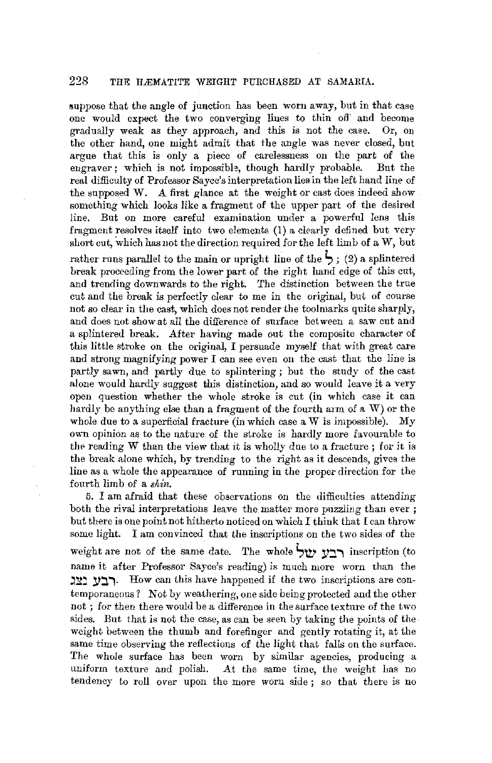suppose that the angle of junction has been worn away, but in that case one would expect the two converging lines to thin off and become gradually weak as they approach, and this is not the case. Or, on the other hand, one might admit that the angle was never closed, but argue that this is only a piece of carelessness on the part of the engraver; which is not impossible, though hardly probable. But the real difficulty of Professor Sayce's interpretation lies in the left hand line of the supposed W. A first glance at the weight or cast does indeed show something which looks like a fragment of the upper part of the desired line. But on more careful examination under a powerful lens this fragment resolves itself into two elements (1) a clearly defined but very short cut, which has not the direction required for the left limb of a W, but rather runs parallel to the main or upright line of the ל; (2) a splintered break proceeding from the lower part of the right hand edge of this cut, and trending downwards to the right. The distinction between the true cut and the break is perfectly clear to me in the original, but of course not so clear in the cast, which does not render the toolmarks quite sharply, and does not show at all the difference of surface between a saw cut and a splintered break. After having made out the composite character of this little stroke on the original, I persuade myself that with great care and strong magnifying power I can see even on the cast that the line is partly sawn, and partly due to splintering; but the study of the cast alone would hardly suggest this distinction, and so would leave it a very open question whether the whole stroke is cut (in which case it can hardly be anything else than a fragment of the fourth arm of a W) or the whole due to a superficial fracture (in which case a W is impossible). My own opinion as to the nature of the stroke is hardly more favourable to the reading W than the view that it is wholly due to a fracture; for it is the break alone which, by trending to the right as it descends, gives the line as a whole the appearance of running in the proper direction for the fourth limb of a *shin*.

5. I am afraid that these observations on the difficulties attending both the rival interpretations leave the matter more puzzling than ever; but there is one point not hitherto noticed on which I think that I can throw some light. I am convinced that the inscriptions on the two sides of the weight are not of the same date. The whole רבע שׁל inscription (to name it after Professor Sayce's reading) is much more worn than the רבע נצג. How can this have happened if the two inscriptions are contemporaneous? Not by weathering, one side being protected and the other not; for then there would be a difference in the surface texture of the two sides. But that is not the case, as can be seen by taking the points of the weight between the thumb and forefinger and gently rotating it, at the same time observing the reflections of the light that falls on the surface. The whole surface has been worn by similar agencies, producing a uniform texture and polish. At the same time, the weight has no tendency to roll over upon the more worn side; so that there is no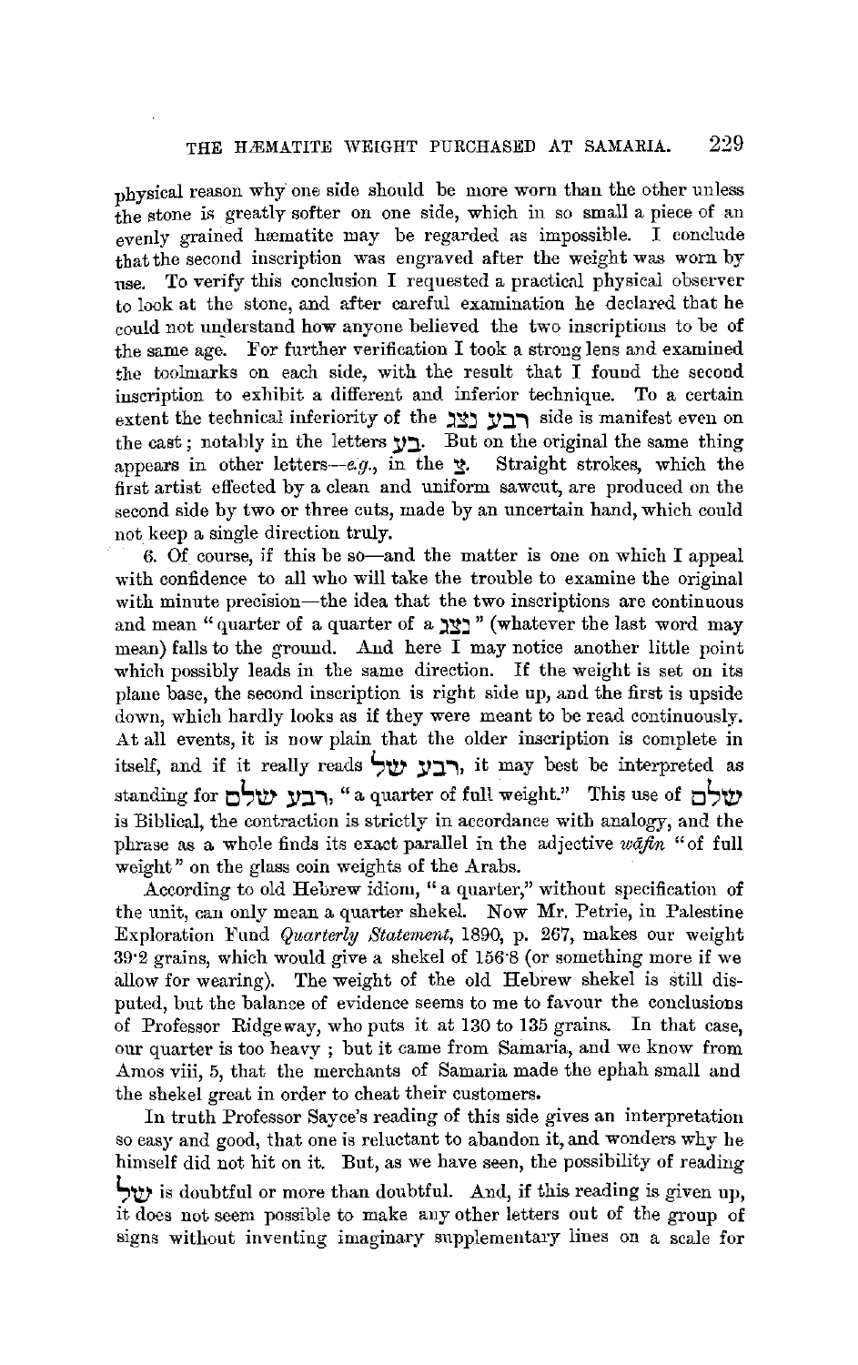physical reason why one side should be more worn than the other unless the stone is greatly softer on one side, which in so small a piece of an evenly grained hæmatite may be regarded as impossible. I conclude that the second inscription was engraved after the weight was worn by use. To verify this conclusion I requested a practical physical observer to look at the stone, and after careful examination he declared that he could not understand how anyone believed the two inscriptions to be of the same age. For further verification I took a strong lens and examined the toolmarks on each side, with the result that I found the second inscription to exhibit a different and inferior technique. To a certain extent the technical inferiority of the רבע נצג side is manifest even on the cast; notably in the letters בע. But on the original the same thing appears in other letters—*e.g.*, in the צ. Straight strokes, which the first artist effected by a clean and uniform sawcut, are produced on the second side by two or three cuts, made by an uncertain hand, which could not keep a single direction truly.

6. Of course, if this be so—and the matter is one on which I appeal with confidence to all who will take the trouble to examine the original with minute precision—the idea that the two inscriptions are continuous and mean "quarter of a quarter of a נצג" (whatever the last word may mean) falls to the ground. And here I may notice another little point which possibly leads in the same direction. If the weight is set on its plane base, the second inscription is right side up, and the first is upside down, which hardly looks as if they were meant to be read continuously. At all events, it is now plain that the older inscription is complete in itself, and if it really reads רבע של, it may best be interpreted as standing for רבע שלם, "a quarter of full weight." This use of שלם is Biblical, the contraction is strictly in accordance with analogy, and the phrase as a whole finds its exact parallel in the adjective *wāfin* "of full weight" on the glass coin weights of the Arabs.

According to old Hebrew idiom, "a quarter," without specification of the unit, can only mean a quarter shekel. Now Mr. Petrie, in Palestine Exploration Fund *Quarterly Statement*, 1890, p. 267, makes our weight 39·2 grains, which would give a shekel of 156·8 (or something more if we allow for wearing). The weight of the old Hebrew shekel is still disputed, but the balance of evidence seems to me to favour the conclusions of Professor Ridgeway, who puts it at 130 to 135 grains. In that case, our quarter is too heavy; but it came from Samaria, and we know from Amos viii, 5, that the merchants of Samaria made the ephah small and the shekel great in order to cheat their customers.

In truth Professor Sayce's reading of this side gives an interpretation so easy and good, that one is reluctant to abandon it, and wonders why he himself did not hit on it. But, as we have seen, the possibility of reading של is doubtful or more than doubtful. And, if this reading is given up, it does not seem possible to make any other letters out of the group of signs without inventing imaginary supplementary lines on a scale for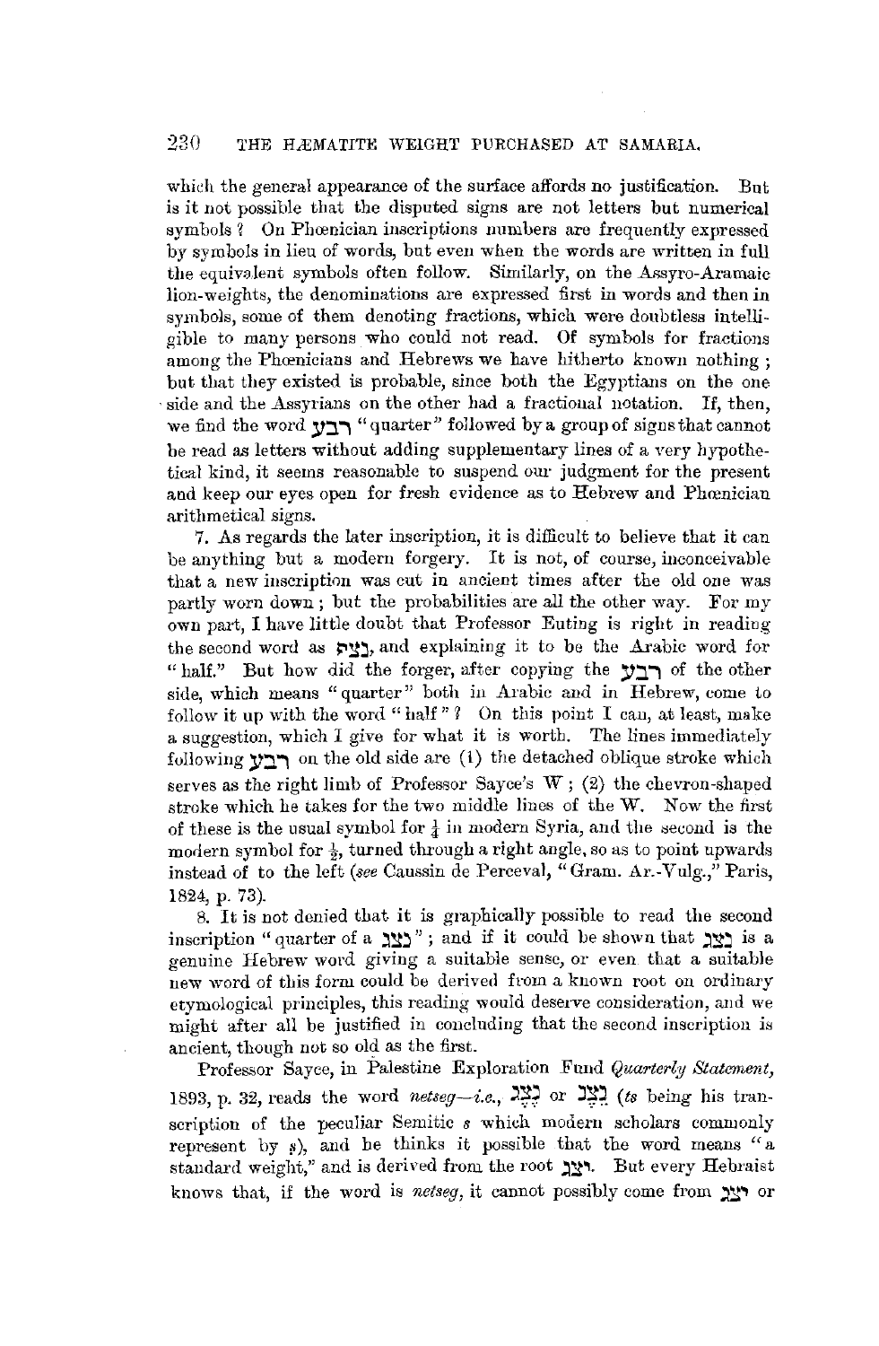which the general appearance of the surface affords no justification. But is it not possible that the disputed signs are not letters but numerical symbols? On Phœnician inscriptions numbers are frequently expressed by symbols in lieu of words, but even when the words are written in full the equivalent symbols often follow. Similarly, on the Assyro-Aramaic lion-weights, the denominations are expressed first in words and then in symbols, some of them denoting fractions, which were doubtless intelligible to many persons who could not read. Of symbols for fractions among the Phœnicians and Hebrews we have hitherto known nothing; but that they existed is probable, since both the Egyptians on the one side and the Assyrians on the other had a fractional notation. If, then, we find the word רבע "quarter" followed by a group of signs that cannot be read as letters without adding supplementary lines of a very hypothetical kind, it seems reasonable to suspend our judgment for the present and keep our eyes open for fresh evidence as to Hebrew and Phœnician arithmetical signs.

7. As regards the later inscription, it is difficult to believe that it can be anything but a modern forgery. It is not, of course, inconceivable that a new inscription was cut in ancient times after the old one was partly worn down; but the probabilities are all the other way. For my own part, I have little doubt that Professor Euting is right in reading the second word as נצף, and explaining it to be the Arabic word for "half." But how did the forger, after copying the רבע of the other side, which means "quarter" both in Arabic and in Hebrew, come to follow it up with the word "half"? On this point I can, at least, make a suggestion, which I give for what it is worth. The lines immediately following רבע on the old side are (1) the detached oblique stroke which serves as the right limb of Professor Sayce's W; (2) the chevron-shaped stroke which he takes for the two middle lines of the W. Now the first of these is the usual symbol for $\frac{1}{4}$ in modern Syria, and the second is the modern symbol for $\frac{1}{2}$, turned through a right angle, so as to point upwards instead of to the left (*see* Caussin de Perceval, "Gram. Ar.-Vulg.," Paris, 1824, p. 73).

8. It is not denied that it is graphically possible to read the second inscription "quarter of a נצג"; and if it could be shown that נצג is a genuine Hebrew word giving a suitable sense, or even that a suitable new word of this form could be derived from a known root on ordinary etymological principles, this reading would deserve consideration, and we might after all be justified in concluding that the second inscription is ancient, though not so old as the first.

Professor Sayce, in Palestine Exploration Fund *Quarterly Statement*, 1893, p. 32, reads the word *netseg*—*i.e.*, נֶצֶג or נֵצֶג (*ts* being his transcription of the peculiar Semitic *s* which modern scholars commonly represent by *ṣ*), and he thinks it possible that the word means "a standard weight," and is derived from the root יצג. But every Hebraist knows that, if the word is *netseg*, it cannot possibly come from יצג or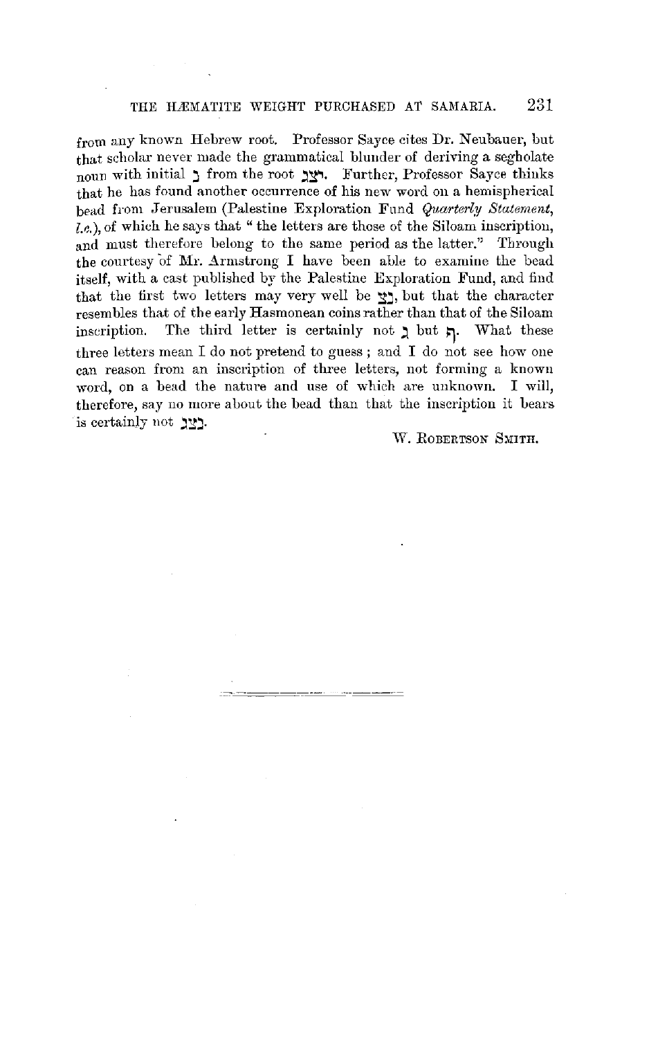from any known Hebrew root. Professor Sayce cites Dr. Neubauer, but that scholar never made the grammatical blunder of deriving a segholate noun with initial נ from the root יצב. Further, Professor Sayce thinks that he has found another occurrence of his new word on a hemispherical bead from Jerusalem (Palestine Exploration Fund *Quarterly Statement*, *l.c.*), of which he says that "the letters are those of the Siloam inscription, and must therefore belong to the same period as the latter." Through the courtesy of Mr. Armstrong I have been able to examine the bead itself, with a cast published by the Palestine Exploration Fund, and find that the first two letters may very well be נצ, but that the character resembles that of the early Hasmonean coins rather than that of the Siloam inscription. The third letter is certainly not ב but ף. What these three letters mean I do not pretend to guess; and I do not see how one can reason from an inscription of three letters, not forming a known word, on a bead the nature and use of which are unknown. I will, therefore, say no more about the bead than that the inscription it bears is certainly not נצב.

W. Robertson Smith.